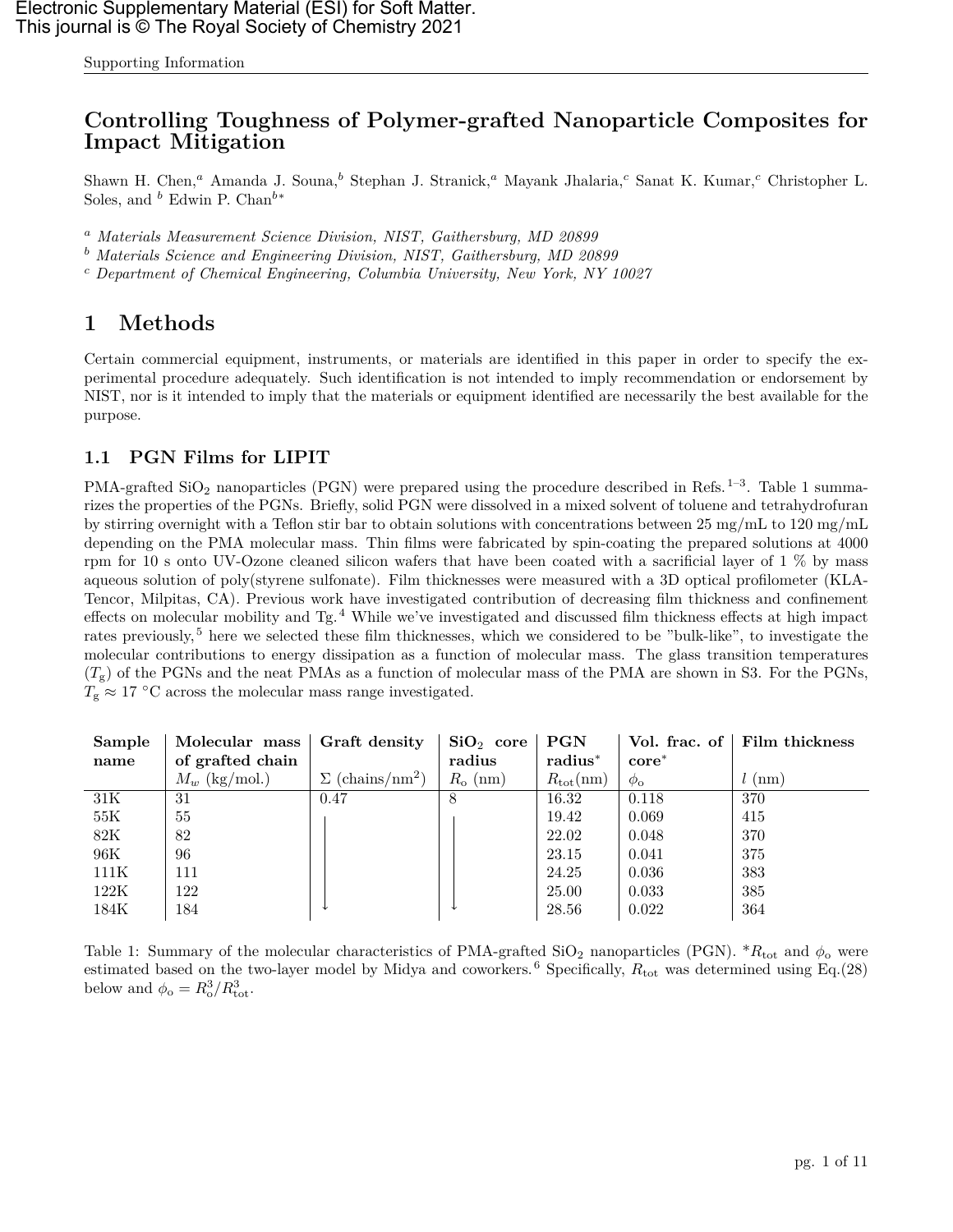Electronic Supplementary Material (ESI) for Soft Matter.
This journal is © The Royal Society of Chemistry 2021

# Controlling Toughness of Polymer-grafted Nanoparticle Composites for Impact Mitigation

Shawn H. Chen,[a] Amanda J. Souna,[b] Stephan J. Stranick,[a] Mayank Jhalaria,[c] Sanat K. Kumar,[c] Christopher L. Soles, and [b] Edwin P. Chan[b*]

[a] *Materials Measurement Science Division, NIST, Gaithersburg, MD 20899*

[b] *Materials Science and Engineering Division, NIST, Gaithersburg, MD 20899*

[c] *Department of Chemical Engineering, Columbia University, New York, NY 10027*

## 1 Methods

Certain commercial equipment, instruments, or materials are identified in this paper in order to specify the experimental procedure adequately. Such identification is not intended to imply recommendation or endorsement by NIST, nor is it intended to imply that the materials or equipment identified are necessarily the best available for the purpose.

### 1.1 PGN Films for LIPIT

PMA-grafted $SiO_2$ nanoparticles (PGN) were prepared using the procedure described in Refs.[1–3]. Table 1 summarizes the properties of the PGNs. Briefly, solid PGN were dissolved in a mixed solvent of toluene and tetrahydrofuran by stirring overnight with a Teflon stir bar to obtain solutions with concentrations between 25 mg/mL to 120 mg/mL depending on the PMA molecular mass. Thin films were fabricated by spin-coating the prepared solutions at 4000 rpm for 10 s onto UV-Ozone cleaned silicon wafers that have been coated with a sacrificial layer of 1 % by mass aqueous solution of poly(styrene sulfonate). Film thicknesses were measured with a 3D optical profilometer (KLA-Tencor, Milpitas, CA). Previous work have investigated contribution of decreasing film thickness and confinement effects on molecular mobility and Tg.[4] While we've investigated and discussed film thickness effects at high impact rates previously,[5] here we selected these film thicknesses, which we considered to be "bulk-like", to investigate the molecular contributions to energy dissipation as a function of molecular mass. The glass transition temperatures ($T_g$) of the PGNs and the neat PMAs as a function of molecular mass of the PMA are shown in S3. For the PGNs, $T_g \approx 17$ °C across the molecular mass range investigated.

| **Sample name** | **Molecular mass of grafted chain** | **Graft density** | **$SiO_2$ core radius** | **PGN radius*** | **Vol. frac. of core*** | **Film thickness** |
|---|---|---|---|---|---|---|
| | $M_w$ (kg/mol.) | $\Sigma$ (chains/nm$^2$) | $R_o$ (nm) | $R_{tot}$(nm) | $\phi_o$ | $l$ (nm) |
| 31K | 31 | 0.47 | 8 | 16.32 | 0.118 | 370 |
| 55K | 55 | ↓ | ↓ | 19.42 | 0.069 | 415 |
| 82K | 82 | ↓ | ↓ | 22.02 | 0.048 | 370 |
| 96K | 96 | ↓ | ↓ | 23.15 | 0.041 | 375 |
| 111K | 111 | ↓ | ↓ | 24.25 | 0.036 | 383 |
| 122K | 122 | ↓ | ↓ | 25.00 | 0.033 | 385 |
| 184K | 184 | ↓ | ↓ | 28.56 | 0.022 | 364 |

Table 1: Summary of the molecular characteristics of PMA-grafted $SiO_2$ nanoparticles (PGN). *$R_{tot}$ and $\phi_o$ were estimated based on the two-layer model by Midya and coworkers.[6] Specifically, $R_{tot}$ was determined using Eq.(28) below and $\phi_o = R_o^3/R_{tot}^3$.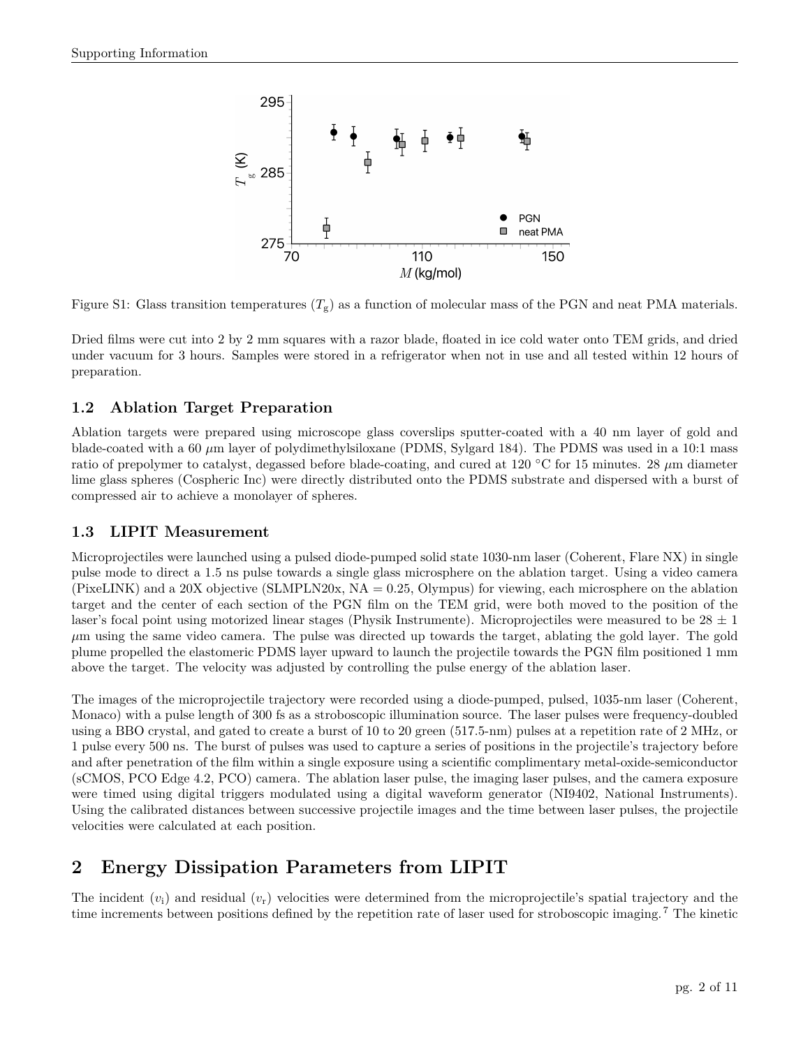Figure S1: Glass transition temperatures ($T_g$) as a function of molecular mass of the PGN and neat PMA materials.

Dried films were cut into 2 by 2 mm squares with a razor blade, floated in ice cold water onto TEM grids, and dried under vacuum for 3 hours. Samples were stored in a refrigerator when not in use and all tested within 12 hours of preparation.

### 1.2 Ablation Target Preparation

Ablation targets were prepared using microscope glass coverslips sputter-coated with a 40 nm layer of gold and blade-coated with a 60 $\mu$m layer of polydimethylsiloxane (PDMS, Sylgard 184). The PDMS was used in a 10:1 mass ratio of prepolymer to catalyst, degassed before blade-coating, and cured at 120 °C for 15 minutes. 28 $\mu$m diameter lime glass spheres (Cospheric Inc) were directly distributed onto the PDMS substrate and dispersed with a burst of compressed air to achieve a monolayer of spheres.

### 1.3 LIPIT Measurement

Microprojectiles were launched using a pulsed diode-pumped solid state 1030-nm laser (Coherent, Flare NX) in single pulse mode to direct a 1.5 ns pulse towards a single glass microsphere on the ablation target. Using a video camera (PixeLINK) and a 20X objective (SLMPLN20x, NA = 0.25, Olympus) for viewing, each microsphere on the ablation target and the center of each section of the PGN film on the TEM grid, were both moved to the position of the laser's focal point using motorized linear stages (Physik Instrumente). Microprojectiles were measured to be 28 $\pm$ 1 $\mu$m using the same video camera. The pulse was directed up towards the target, ablating the gold layer. The gold plume propelled the elastomeric PDMS layer upward to launch the projectile towards the PGN film positioned 1 mm above the target. The velocity was adjusted by controlling the pulse energy of the ablation laser.

The images of the microprojectile trajectory were recorded using a diode-pumped, pulsed, 1035-nm laser (Coherent, Monaco) with a pulse length of 300 fs as a stroboscopic illumination source. The laser pulses were frequency-doubled using a BBO crystal, and gated to create a burst of 10 to 20 green (517.5-nm) pulses at a repetition rate of 2 MHz, or 1 pulse every 500 ns. The burst of pulses was used to capture a series of positions in the projectile's trajectory before and after penetration of the film within a single exposure using a scientific complimentary metal-oxide-semiconductor (sCMOS, PCO Edge 4.2, PCO) camera. The ablation laser pulse, the imaging laser pulses, and the camera exposure were timed using digital triggers modulated using a digital waveform generator (NI9402, National Instruments). Using the calibrated distances between successive projectile images and the time between laser pulses, the projectile velocities were calculated at each position.

## 2 Energy Dissipation Parameters from LIPIT

The incident ($v_i$) and residual ($v_r$) velocities were determined from the microprojectile's spatial trajectory and the time increments between positions defined by the repetition rate of laser used for stroboscopic imaging.[7] The kinetic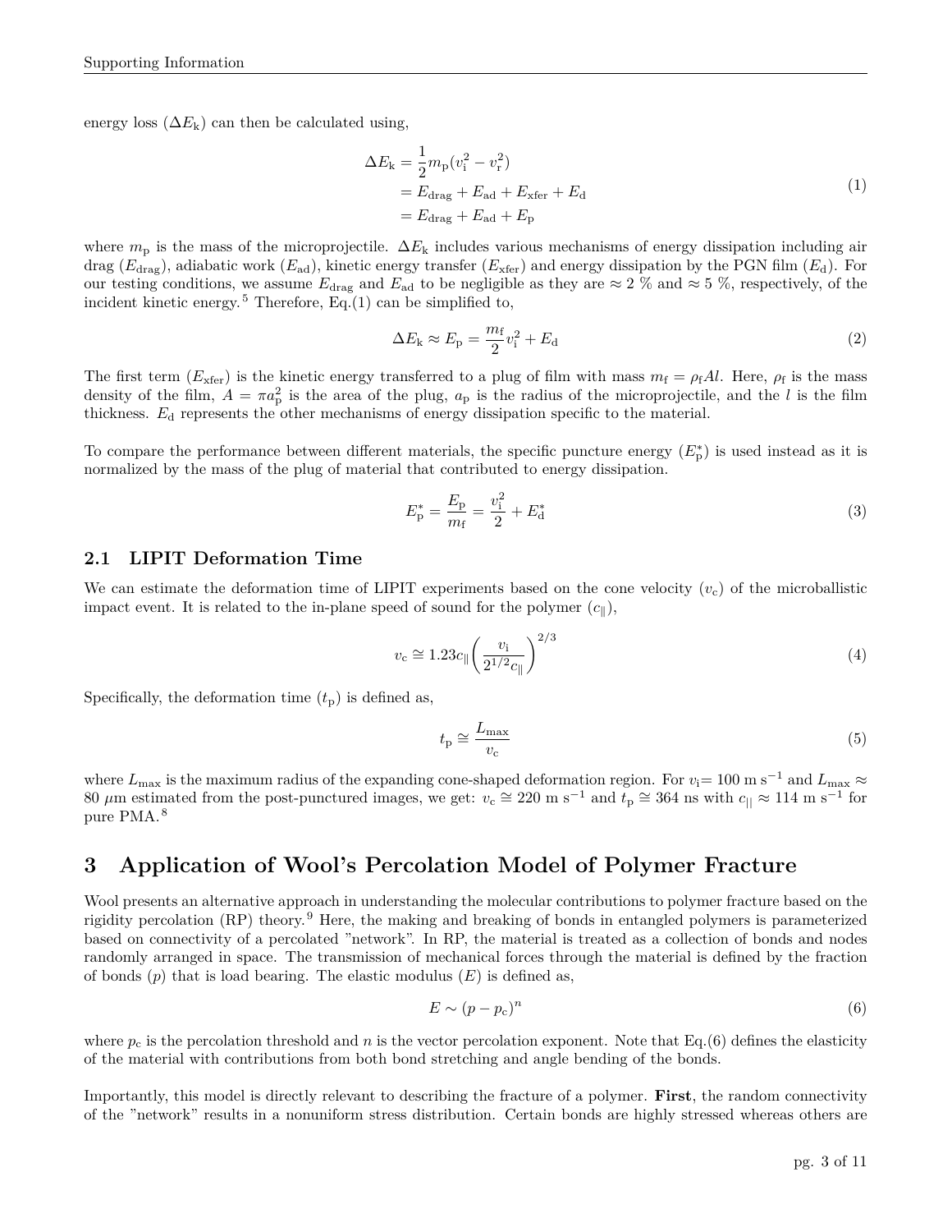energy loss ($\Delta E_{\mathrm{k}}$) can then be calculated using,

$$
\begin{aligned}
\Delta E_{\mathrm{k}} &= \frac{1}{2} m_{\mathrm{p}} (v_{\mathrm{i}}^2 - v_{\mathrm{r}}^2) \\
&= E_{\mathrm{drag}} + E_{\mathrm{ad}} + E_{\mathrm{xfer}} + E_{\mathrm{d}} \\
&= E_{\mathrm{drag}} + E_{\mathrm{ad}} + E_{\mathrm{p}}
\end{aligned} \tag{1}
$$

where $m_{\mathrm{p}}$ is the mass of the microprojectile. $\Delta E_{\mathrm{k}}$ includes various mechanisms of energy dissipation including air drag ($E_{\mathrm{drag}}$), adiabatic work ($E_{\mathrm{ad}}$), kinetic energy transfer ($E_{\mathrm{xfer}}$) and energy dissipation by the PGN film ($E_{\mathrm{d}}$). For our testing conditions, we assume $E_{\mathrm{drag}}$ and $E_{\mathrm{ad}}$ to be negligible as they are $\approx 2$ % and $\approx 5$ %, respectively, of the incident kinetic energy.[5] Therefore, Eq.(1) can be simplified to,

$$
\Delta E_{\mathrm{k}} \approx E_{\mathrm{p}} = \frac{m_{\mathrm{f}}}{2} v_{\mathrm{i}}^2 + E_{\mathrm{d}} \tag{2}
$$

The first term ($E_{\mathrm{xfer}}$) is the kinetic energy transferred to a plug of film with mass $m_{\mathrm{f}} = \rho_{\mathrm{f}} A l$. Here, $\rho_{\mathrm{f}}$ is the mass density of the film, $A = \pi a_{\mathrm{p}}^2$ is the area of the plug, $a_{\mathrm{p}}$ is the radius of the microprojectile, and the $l$ is the film thickness. $E_{\mathrm{d}}$ represents the other mechanisms of energy dissipation specific to the material.

To compare the performance between different materials, the specific puncture energy ($E_{\mathrm{p}}^*$) is used instead as it is normalized by the mass of the plug of material that contributed to energy dissipation.

$$
E_{\mathrm{p}}^* = \frac{E_{\mathrm{p}}}{m_{\mathrm{f}}} = \frac{v_{\mathrm{i}}^2}{2} + E_{\mathrm{d}}^* \tag{3}
$$

### 2.1 LIPIT Deformation Time

We can estimate the deformation time of LIPIT experiments based on the cone velocity ($v_{\mathrm{c}}$) of the microballistic impact event. It is related to the in-plane speed of sound for the polymer ($c_{\parallel}$),

$$
v_{\mathrm{c}} \cong 1.23 c_{\parallel} \left( \frac{v_{\mathrm{i}}}{2^{1/2} c_{\parallel}} \right)^{2/3} \tag{4}
$$

Specifically, the deformation time ($t_{\mathrm{p}}$) is defined as,

$$
t_{\mathrm{p}} \cong \frac{L_{\mathrm{max}}}{v_{\mathrm{c}}} \tag{5}
$$

where $L_{\mathrm{max}}$ is the maximum radius of the expanding cone-shaped deformation region. For $v_{\mathrm{i}}$= 100 m s$^{-1}$ and $L_{\mathrm{max}} \approx$ 80 $\mu$m estimated from the post-punctured images, we get: $v_{\mathrm{c}} \cong 220$ m s$^{-1}$ and $t_{\mathrm{p}} \cong 364$ ns with $c_{||} \approx 114$ m s$^{-1}$ for pure PMA.[8]

## 3 Application of Wool's Percolation Model of Polymer Fracture

Wool presents an alternative approach in understanding the molecular contributions to polymer fracture based on the rigidity percolation (RP) theory.[9] Here, the making and breaking of bonds in entangled polymers is parameterized based on connectivity of a percolated "network". In RP, the material is treated as a collection of bonds and nodes randomly arranged in space. The transmission of mechanical forces through the material is defined by the fraction of bonds ($p$) that is load bearing. The elastic modulus ($E$) is defined as,

$$
E \sim (p - p_{\mathrm{c}})^n \tag{6}
$$

where $p_{\mathrm{c}}$ is the percolation threshold and $n$ is the vector percolation exponent. Note that Eq.(6) defines the elasticity of the material with contributions from both bond stretching and angle bending of the bonds.

Importantly, this model is directly relevant to describing the fracture of a polymer. **First**, the random connectivity of the "network" results in a nonuniform stress distribution. Certain bonds are highly stressed whereas others are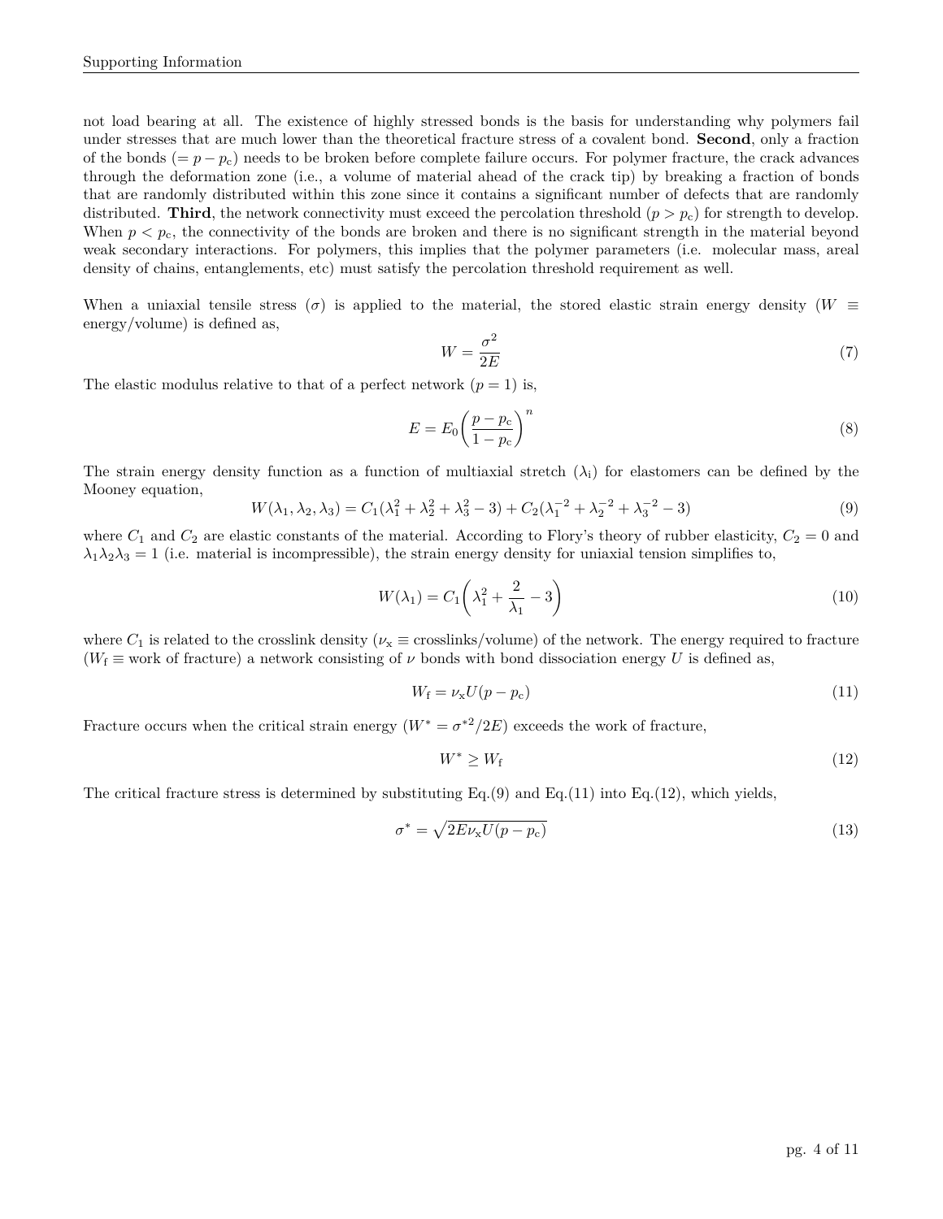not load bearing at all. The existence of highly stressed bonds is the basis for understanding why polymers fail under stresses that are much lower than the theoretical fracture stress of a covalent bond. **Second**, only a fraction of the bonds ($= p - p_c$) needs to be broken before complete failure occurs. For polymer fracture, the crack advances through the deformation zone (i.e., a volume of material ahead of the crack tip) by breaking a fraction of bonds that are randomly distributed within this zone since it contains a significant number of defects that are randomly distributed. **Third**, the network connectivity must exceed the percolation threshold ($p > p_c$) for strength to develop. When $p < p_c$, the connectivity of the bonds are broken and there is no significant strength in the material beyond weak secondary interactions. For polymers, this implies that the polymer parameters (i.e. molecular mass, areal density of chains, entanglements, etc) must satisfy the percolation threshold requirement as well.

When a uniaxial tensile stress ($\sigma$) is applied to the material, the stored elastic strain energy density ($W \equiv$ energy/volume) is defined as,

$$W = \frac{\sigma^2}{2E} \tag{7}$$

The elastic modulus relative to that of a perfect network ($p = 1$) is,

$$E = E_0 \left( \frac{p - p_c}{1 - p_c} \right)^n \tag{8}$$

The strain energy density function as a function of multiaxial stretch ($\lambda_i$) for elastomers can be defined by the Mooney equation,

$$W(\lambda_1, \lambda_2, \lambda_3) = C_1(\lambda_1^2 + \lambda_2^2 + \lambda_3^2 - 3) + C_2(\lambda_1^{-2} + \lambda_2^{-2} + \lambda_3^{-2} - 3) \tag{9}$$

where $C_1$ and $C_2$ are elastic constants of the material. According to Flory's theory of rubber elasticity, $C_2 = 0$ and $\lambda_1\lambda_2\lambda_3 = 1$ (i.e. material is incompressible), the strain energy density for uniaxial tension simplifies to,

$$W(\lambda_1) = C_1 \left( \lambda_1^2 + \frac{2}{\lambda_1} - 3 \right) \tag{10}$$

where $C_1$ is related to the crosslink density ($\nu_x \equiv$ crosslinks/volume) of the network. The energy required to fracture ($W_f \equiv$ work of fracture) a network consisting of $\nu$ bonds with bond dissociation energy $U$ is defined as,

$$W_f = \nu_x U (p - p_c) \tag{11}$$

Fracture occurs when the critical strain energy ($W^* = \sigma^{*2}/2E$) exceeds the work of fracture,

$$W^* \geq W_f \tag{12}$$

The critical fracture stress is determined by substituting Eq.(9) and Eq.(11) into Eq.(12), which yields,

$$\sigma^* = \sqrt{2E\nu_x U (p - p_c)} \tag{13}$$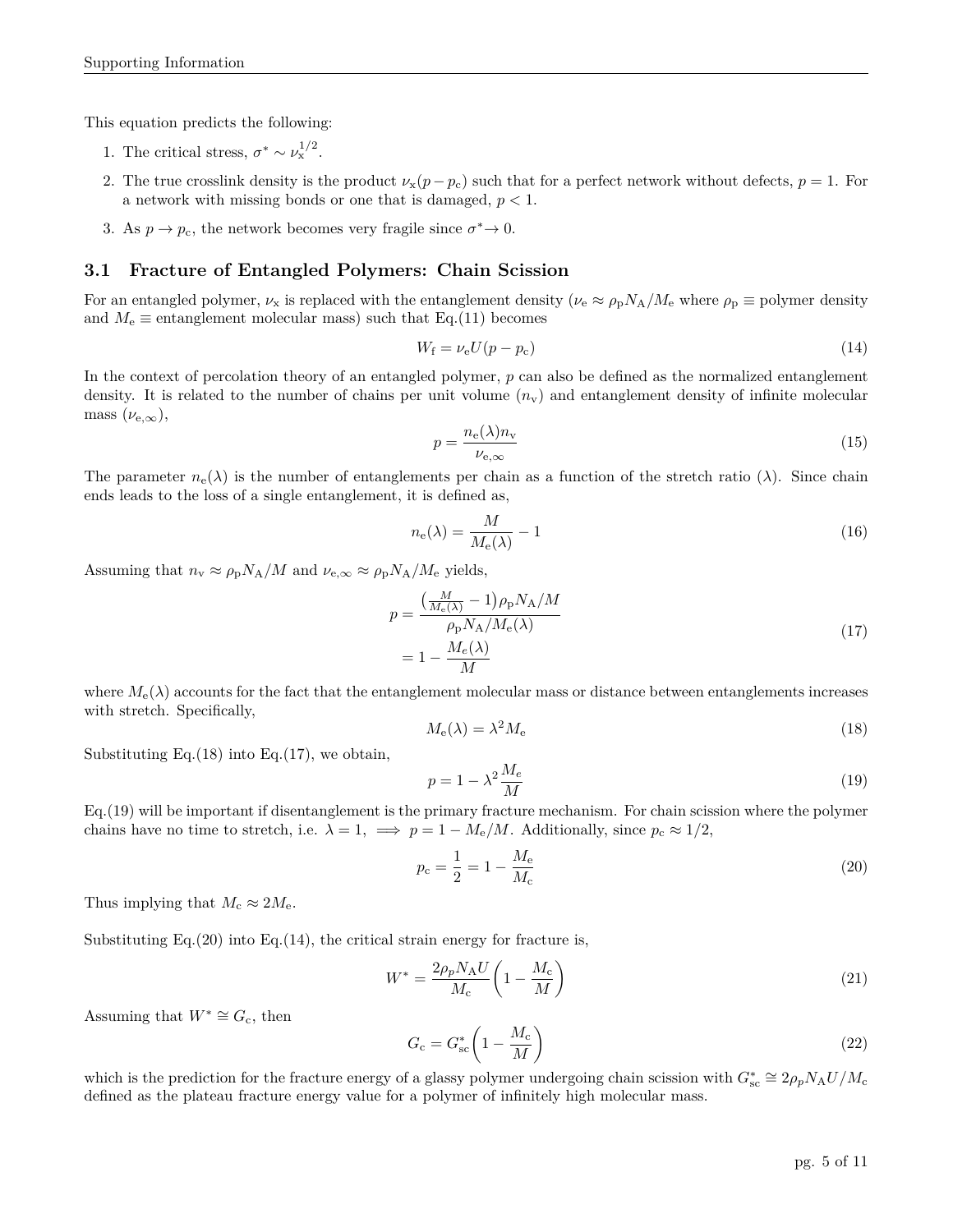This equation predicts the following:

1. The critical stress, $\sigma^* \sim \nu_x^{1/2}$.
2. The true crosslink density is the product $\nu_x(p - p_c)$ such that for a perfect network without defects, $p = 1$. For a network with missing bonds or one that is damaged, $p < 1$.
3. As $p \to p_c$, the network becomes very fragile since $\sigma^* \to 0$.

## 3.1 Fracture of Entangled Polymers: Chain Scission

For an entangled polymer, $\nu_x$ is replaced with the entanglement density ($\nu_e \approx \rho_p N_A / M_e$ where $\rho_p \equiv$ polymer density and $M_e \equiv$ entanglement molecular mass) such that Eq.(11) becomes

$$W_f = \nu_e U(p - p_c) \tag{14}$$

In the context of percolation theory of an entangled polymer, $p$ can also be defined as the normalized entanglement density. It is related to the number of chains per unit volume ($n_v$) and entanglement density of infinite molecular mass ($\nu_{e,\infty}$),

$$p = \frac{n_e(\lambda) n_v}{\nu_{e,\infty}} \tag{15}$$

The parameter $n_e(\lambda)$ is the number of entanglements per chain as a function of the stretch ratio ($\lambda$). Since chain ends leads to the loss of a single entanglement, it is defined as,

$$n_e(\lambda) = \frac{M}{M_e(\lambda)} - 1 \tag{16}$$

Assuming that $n_v \approx \rho_p N_A / M$ and $\nu_{e,\infty} \approx \rho_p N_A / M_e$ yields,

$$\begin{aligned} p &= \frac{\left(\frac{M}{M_e(\lambda)} - 1\right)\rho_p N_A / M}{\rho_p N_A / M_e(\lambda)} \\ &= 1 - \frac{M_e(\lambda)}{M} \end{aligned} \tag{17}$$

where $M_e(\lambda)$ accounts for the fact that the entanglement molecular mass or distance between entanglements increases with stretch. Specifically,

$$M_e(\lambda) = \lambda^2 M_e \tag{18}$$

Substituting Eq.(18) into Eq.(17), we obtain,

$$p = 1 - \lambda^2 \frac{M_e}{M} \tag{19}$$

Eq.(19) will be important if disentanglement is the primary fracture mechanism. For chain scission where the polymer chains have no time to stretch, i.e. $\lambda = 1, \implies p = 1 - M_e/M$. Additionally, since $p_c \approx 1/2$,

$$p_c = \frac{1}{2} = 1 - \frac{M_e}{M_c} \tag{20}$$

Thus implying that $M_c \approx 2M_e$.

Substituting Eq.(20) into Eq.(14), the critical strain energy for fracture is,

$$W^* = \frac{2\rho_p N_A U}{M_c}\left(1 - \frac{M_c}{M}\right) \tag{21}$$

Assuming that $W^* \cong G_c$, then

$$G_c = G_{sc}^*\left(1 - \frac{M_c}{M}\right) \tag{22}$$

which is the prediction for the fracture energy of a glassy polymer undergoing chain scission with $G_{sc}^* \cong 2\rho_p N_A U / M_c$ defined as the plateau fracture energy value for a polymer of infinitely high molecular mass.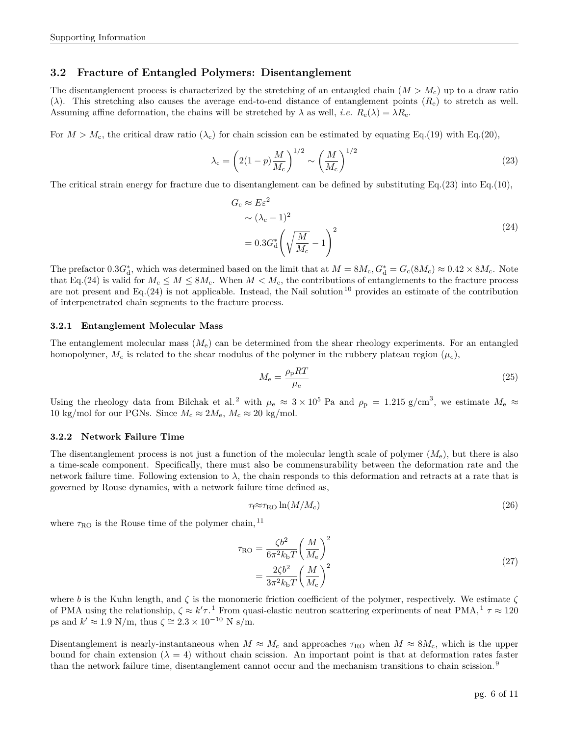### 3.2 Fracture of Entangled Polymers: Disentanglement

The disentanglement process is characterized by the stretching of an entangled chain ($M > M_c$) up to a draw ratio ($\lambda$). This stretching also causes the average end-to-end distance of entanglement points ($R_e$) to stretch as well. Assuming affine deformation, the chains will be stretched by $\lambda$ as well, *i.e.* $R_e(\lambda) = \lambda R_e$.

For $M > M_c$, the critical draw ratio ($\lambda_c$) for chain scission can be estimated by equating Eq.(19) with Eq.(20),

$$\lambda_c = \left(2(1-p)\frac{M}{M_c}\right)^{1/2} \sim \left(\frac{M}{M_c}\right)^{1/2} \tag{23}$$

The critical strain energy for fracture due to disentanglement can be defined by substituting Eq.(23) into Eq.(10),

$$\begin{aligned} G_c &\approx E\varepsilon^2 \\ &\sim (\lambda_c - 1)^2 \\ &= 0.3G_d^*\left(\sqrt{\frac{M}{M_c}} - 1\right)^2 \end{aligned} \tag{24}$$

The prefactor $0.3G_d^*$, which was determined based on the limit that at $M = 8M_c$, $G_d^* = G_c(8M_c) \approx 0.42 \times 8M_c$. Note that Eq.(24) is valid for $M_c \leq M \leq 8M_c$. When $M < M_c$, the contributions of entanglements to the fracture process are not present and Eq.(24) is not applicable. Instead, the Nail solution[10] provides an estimate of the contribution of interpenetrated chain segments to the fracture process.

#### 3.2.1 Entanglement Molecular Mass

The entanglement molecular mass ($M_e$) can be determined from the shear rheology experiments. For an entangled homopolymer, $M_e$ is related to the shear modulus of the polymer in the rubbery plateau region ($\mu_e$),

$$M_e = \frac{\rho_p RT}{\mu_e} \tag{25}$$

Using the rheology data from Bilchak et al.[2] with $\mu_e \approx 3 \times 10^5$ Pa and $\rho_p = 1.215$ g/cm$^3$, we estimate $M_e \approx 10$ kg/mol for our PGNs. Since $M_c \approx 2M_e$, $M_c \approx 20$ kg/mol.

#### 3.2.2 Network Failure Time

The disentanglement process is not just a function of the molecular length scale of polymer ($M_e$), but there is also a time-scale component. Specifically, there must also be commensurability between the deformation rate and the network failure time. Following extension to $\lambda$, the chain responds to this deformation and retracts at a rate that is governed by Rouse dynamics, with a network failure time defined as,

$$\tau_f \approx \tau_{RO} \ln(M/M_c) \tag{26}$$

where $\tau_{RO}$ is the Rouse time of the polymer chain,[11]

$$\begin{aligned} \tau_{RO} &= \frac{\zeta b^2}{6\pi^2 k_b T}\left(\frac{M}{M_e}\right)^2 \\ &= \frac{2\zeta b^2}{3\pi^2 k_b T}\left(\frac{M}{M_c}\right)^2 \end{aligned} \tag{27}$$

where $b$ is the Kuhn length, and $\zeta$ is the monomeric friction coefficient of the polymer, respectively. We estimate $\zeta$ of PMA using the relationship, $\zeta \approx k'\tau$.[1] From quasi-elastic neutron scattering experiments of neat PMA,[1] $\tau \approx 120$ ps and $k' \approx 1.9$ N/m, thus $\zeta \cong 2.3 \times 10^{-10}$ N s/m.

Disentanglement is nearly-instantaneous when $M \approx M_c$ and approaches $\tau_{RO}$ when $M \approx 8M_c$, which is the upper bound for chain extension ($\lambda = 4$) without chain scission. An important point is that at deformation rates faster than the network failure time, disentanglement cannot occur and the mechanism transitions to chain scission.[9]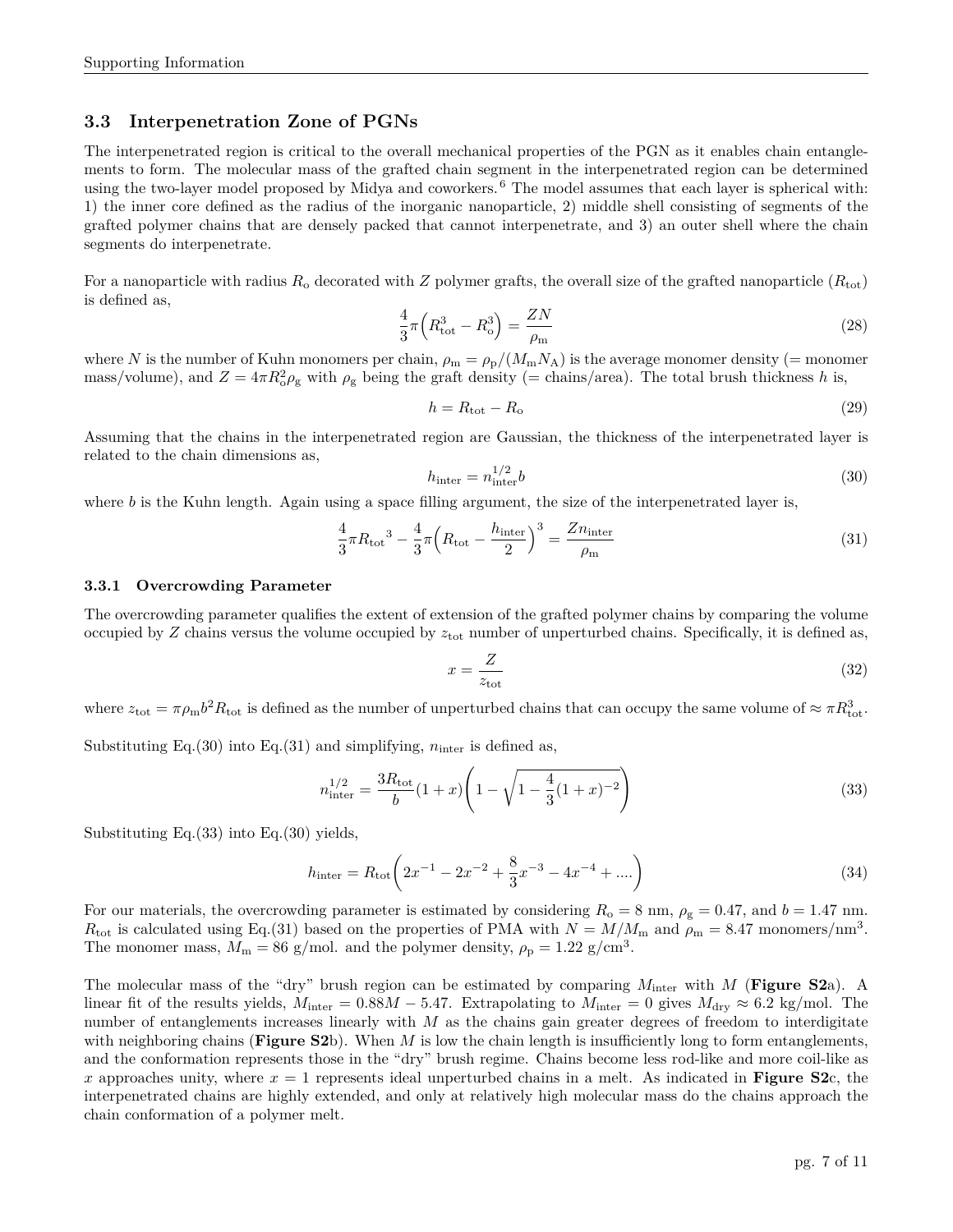## 3.3 Interpenetration Zone of PGNs

The interpenetrated region is critical to the overall mechanical properties of the PGN as it enables chain entanglements to form. The molecular mass of the grafted chain segment in the interpenetrated region can be determined using the two-layer model proposed by Midya and coworkers.[6] The model assumes that each layer is spherical with: 1) the inner core defined as the radius of the inorganic nanoparticle, 2) middle shell consisting of segments of the grafted polymer chains that are densely packed that cannot interpenetrate, and 3) an outer shell where the chain segments do interpenetrate.

For a nanoparticle with radius $R_\mathrm{o}$ decorated with $Z$ polymer grafts, the overall size of the grafted nanoparticle ($R_\mathrm{tot}$) is defined as,

$$\frac{4}{3}\pi\Big(R_\mathrm{tot}^3 - R_\mathrm{o}^3\Big) = \frac{ZN}{\rho_\mathrm{m}} \tag{28}$$

where $N$ is the number of Kuhn monomers per chain, $\rho_\mathrm{m} = \rho_\mathrm{p}/(M_\mathrm{m}N_\mathrm{A})$ is the average monomer density (= monomer mass/volume), and $Z = 4\pi R_\mathrm{o}^2\rho_\mathrm{g}$ with $\rho_\mathrm{g}$ being the graft density (= chains/area). The total brush thickness $h$ is,

$$h = R_\mathrm{tot} - R_\mathrm{o} \tag{29}$$

Assuming that the chains in the interpenetrated region are Gaussian, the thickness of the interpenetrated layer is related to the chain dimensions as,

$$h_\mathrm{inter} = n_\mathrm{inter}^{1/2} b \tag{30}$$

where $b$ is the Kuhn length. Again using a space filling argument, the size of the interpenetrated layer is,

$$\frac{4}{3}\pi {R_\mathrm{tot}}^3 - \frac{4}{3}\pi\Big(R_\mathrm{tot} - \frac{h_\mathrm{inter}}{2}\Big)^3 = \frac{Zn_\mathrm{inter}}{\rho_\mathrm{m}} \tag{31}$$

### 3.3.1 Overcrowding Parameter

The overcrowding parameter qualifies the extent of extension of the grafted polymer chains by comparing the volume occupied by $Z$ chains versus the volume occupied by $z_\mathrm{tot}$ number of unperturbed chains. Specifically, it is defined as,

$$x = \frac{Z}{z_\mathrm{tot}} \tag{32}$$

where $z_\mathrm{tot} = \pi\rho_\mathrm{m} b^2 R_\mathrm{tot}$ is defined as the number of unperturbed chains that can occupy the same volume of $\approx \pi R_\mathrm{tot}^3$.

Substituting Eq.(30) into Eq.(31) and simplifying, $n_\mathrm{inter}$ is defined as,

$$n_\mathrm{inter}^{1/2} = \frac{3R_\mathrm{tot}}{b}(1+x)\left(1 - \sqrt{1 - \frac{4}{3}(1+x)^{-2}}\right) \tag{33}$$

Substituting Eq.(33) into Eq.(30) yields,

$$h_\mathrm{inter} = R_\mathrm{tot}\left(2x^{-1} - 2x^{-2} + \frac{8}{3}x^{-3} - 4x^{-4} + ....\right) \tag{34}$$

For our materials, the overcrowding parameter is estimated by considering $R_\mathrm{o} = 8$ nm, $\rho_\mathrm{g} = 0.47$, and $b = 1.47$ nm. $R_\mathrm{tot}$ is calculated using Eq.(31) based on the properties of PMA with $N = M/M_\mathrm{m}$ and $\rho_\mathrm{m} = 8.47$ monomers/nm$^3$. The monomer mass, $M_\mathrm{m} = 86$ g/mol. and the polymer density, $\rho_\mathrm{p} = 1.22$ g/cm$^3$.

The molecular mass of the "dry" brush region can be estimated by comparing $M_\mathrm{inter}$ with $M$ (**Figure S2**a). A linear fit of the results yields, $M_\mathrm{inter} = 0.88M - 5.47$. Extrapolating to $M_\mathrm{inter} = 0$ gives $M_\mathrm{dry} \approx 6.2$ kg/mol. The number of entanglements increases linearly with $M$ as the chains gain greater degrees of freedom to interdigitate with neighboring chains (**Figure S2**b). When $M$ is low the chain length is insufficiently long to form entanglements, and the conformation represents those in the "dry" brush regime. Chains become less rod-like and more coil-like as $x$ approaches unity, where $x = 1$ represents ideal unperturbed chains in a melt. As indicated in **Figure S2**c, the interpenetrated chains are highly extended, and only at relatively high molecular mass do the chains approach the chain conformation of a polymer melt.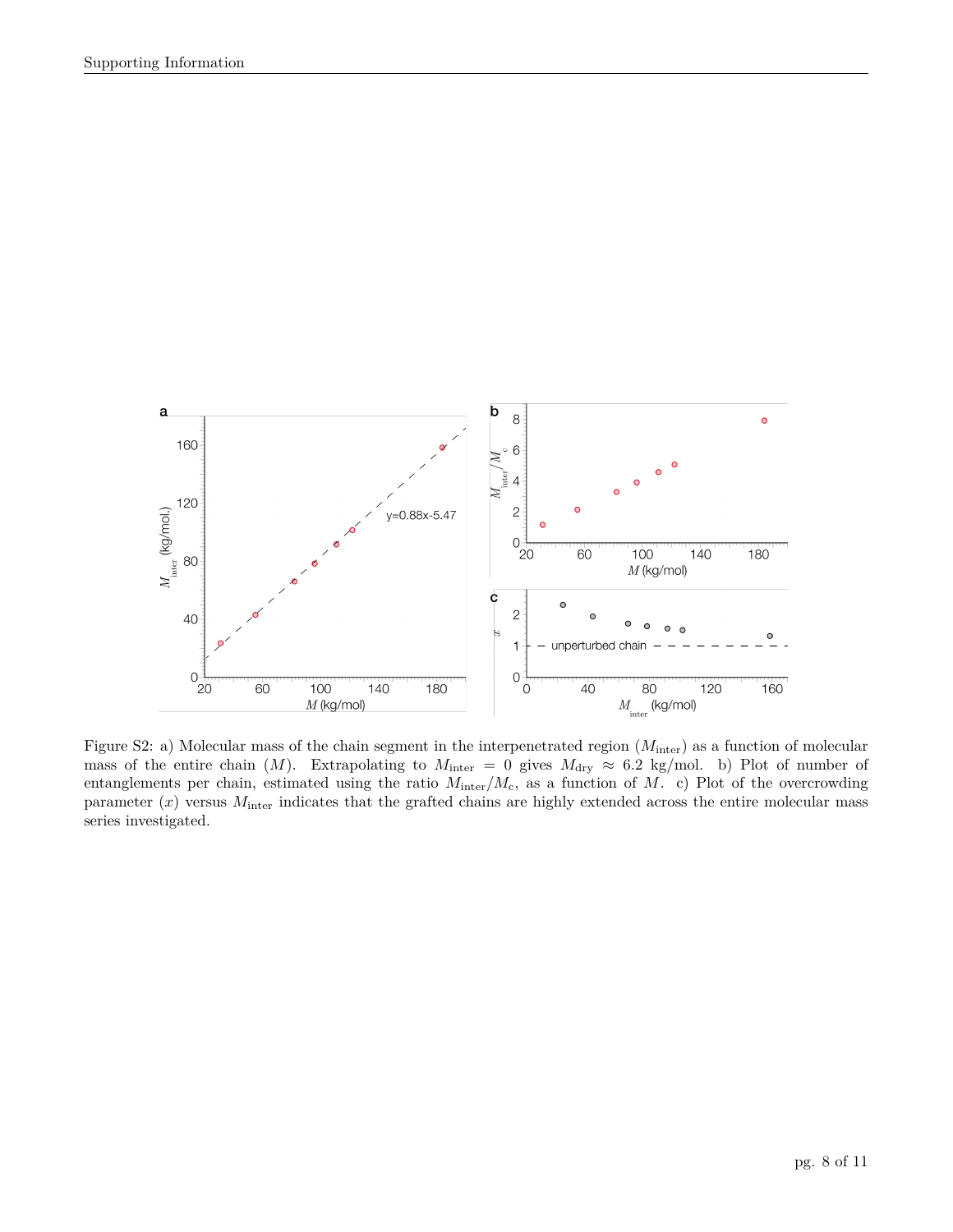Figure S2: a) Molecular mass of the chain segment in the interpenetrated region ($M_{\text{inter}}$) as a function of molecular mass of the entire chain ($M$). Extrapolating to $M_{\text{inter}} = 0$ gives $M_{\text{dry}} \approx 6.2$ kg/mol. b) Plot of number of entanglements per chain, estimated using the ratio $M_{\text{inter}}/M_{\text{c}}$, as a function of $M$. c) Plot of the overcrowding parameter ($x$) versus $M_{\text{inter}}$ indicates that the grafted chains are highly extended across the entire molecular mass series investigated.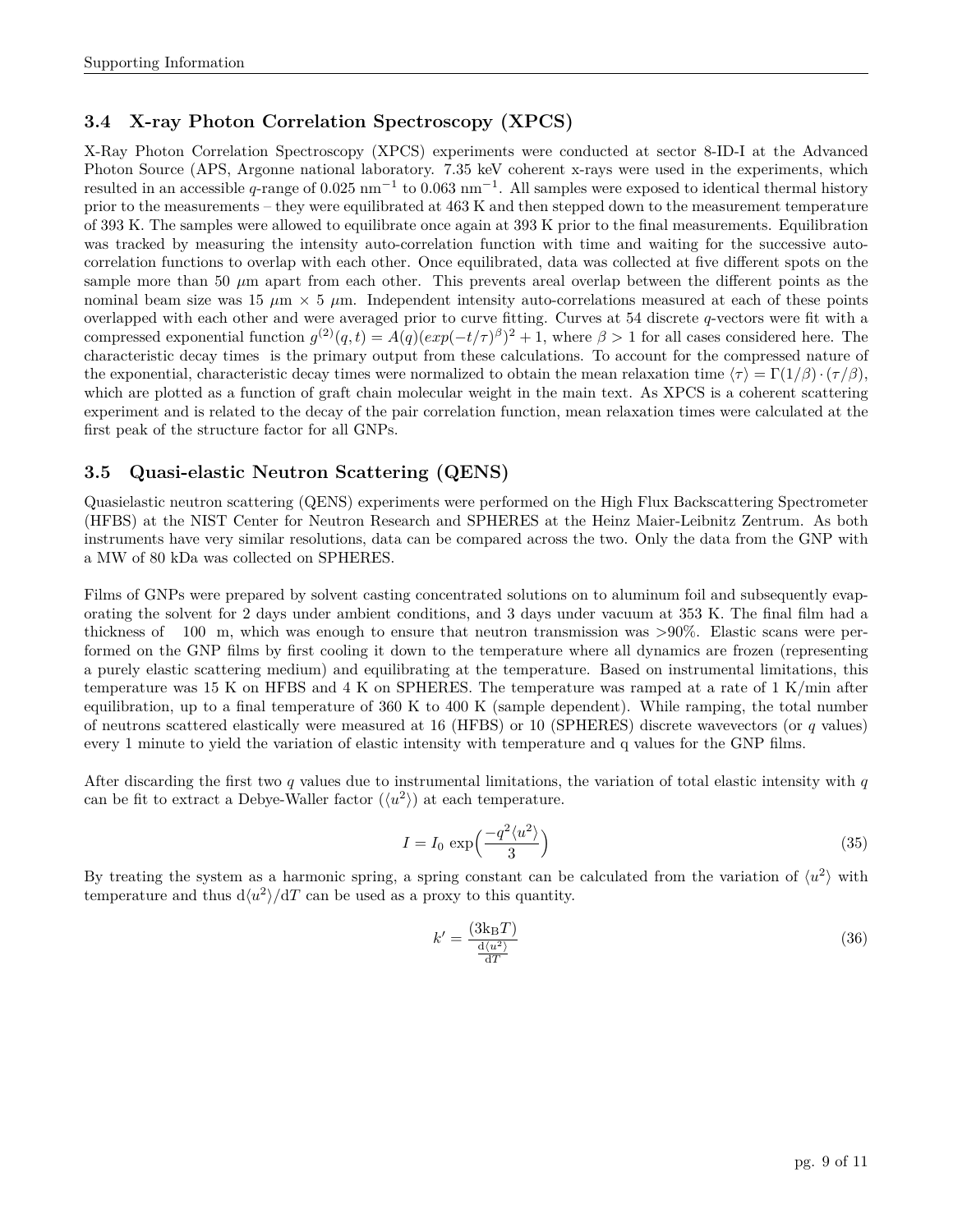### 3.4 X-ray Photon Correlation Spectroscopy (XPCS)

X-Ray Photon Correlation Spectroscopy (XPCS) experiments were conducted at sector 8-ID-I at the Advanced Photon Source (APS, Argonne national laboratory. 7.35 keV coherent x-rays were used in the experiments, which resulted in an accessible $q$-range of 0.025 $\text{nm}^{-1}$ to 0.063 $\text{nm}^{-1}$. All samples were exposed to identical thermal history prior to the measurements – they were equilibrated at 463 K and then stepped down to the measurement temperature of 393 K. The samples were allowed to equilibrate once again at 393 K prior to the final measurements. Equilibration was tracked by measuring the intensity auto-correlation function with time and waiting for the successive auto-correlation functions to overlap with each other. Once equilibrated, data was collected at five different spots on the sample more than 50 $\mu$m apart from each other. This prevents areal overlap between the different points as the nominal beam size was 15 $\mu$m × 5 $\mu$m. Independent intensity auto-correlations measured at each of these points overlapped with each other and were averaged prior to curve fitting. Curves at 54 discrete $q$-vectors were fit with a compressed exponential function $g^{(2)}(q,t) = A(q)(exp(-t/\tau)^{\beta})^2 + 1$, where $\beta > 1$ for all cases considered here. The characteristic decay times is the primary output from these calculations. To account for the compressed nature of the exponential, characteristic decay times were normalized to obtain the mean relaxation time $\langle\tau\rangle = \Gamma(1/\beta)\cdot(\tau/\beta)$, which are plotted as a function of graft chain molecular weight in the main text. As XPCS is a coherent scattering experiment and is related to the decay of the pair correlation function, mean relaxation times were calculated at the first peak of the structure factor for all GNPs.

### 3.5 Quasi-elastic Neutron Scattering (QENS)

Quasielastic neutron scattering (QENS) experiments were performed on the High Flux Backscattering Spectrometer (HFBS) at the NIST Center for Neutron Research and SPHERES at the Heinz Maier-Leibnitz Zentrum. As both instruments have very similar resolutions, data can be compared across the two. Only the data from the GNP with a MW of 80 kDa was collected on SPHERES.

Films of GNPs were prepared by solvent casting concentrated solutions on to aluminum foil and subsequently evaporating the solvent for 2 days under ambient conditions, and 3 days under vacuum at 353 K. The final film had a thickness of 100 m, which was enough to ensure that neutron transmission was >90%. Elastic scans were performed on the GNP films by first cooling it down to the temperature where all dynamics are frozen (representing a purely elastic scattering medium) and equilibrating at the temperature. Based on instrumental limitations, this temperature was 15 K on HFBS and 4 K on SPHERES. The temperature was ramped at a rate of 1 K/min after equilibration, up to a final temperature of 360 K to 400 K (sample dependent). While ramping, the total number of neutrons scattered elastically were measured at 16 (HFBS) or 10 (SPHERES) discrete wavevectors (or $q$ values) every 1 minute to yield the variation of elastic intensity with temperature and q values for the GNP films.

After discarding the first two $q$ values due to instrumental limitations, the variation of total elastic intensity with $q$ can be fit to extract a Debye-Waller factor ($\langle u^2\rangle$) at each temperature.

$$I = I_0 \exp\Big(\frac{-q^2\langle u^2\rangle}{3}\Big) \tag{35}$$

By treating the system as a harmonic spring, a spring constant can be calculated from the variation of $\langle u^2\rangle$ with temperature and thus $\mathrm{d}\langle u^2\rangle/\mathrm{d}T$ can be used as a proxy to this quantity.

$$k' = \frac{(3\mathrm{k_B}T)}{\frac{\mathrm{d}\langle u^2\rangle}{\mathrm{d}T}} \tag{36}$$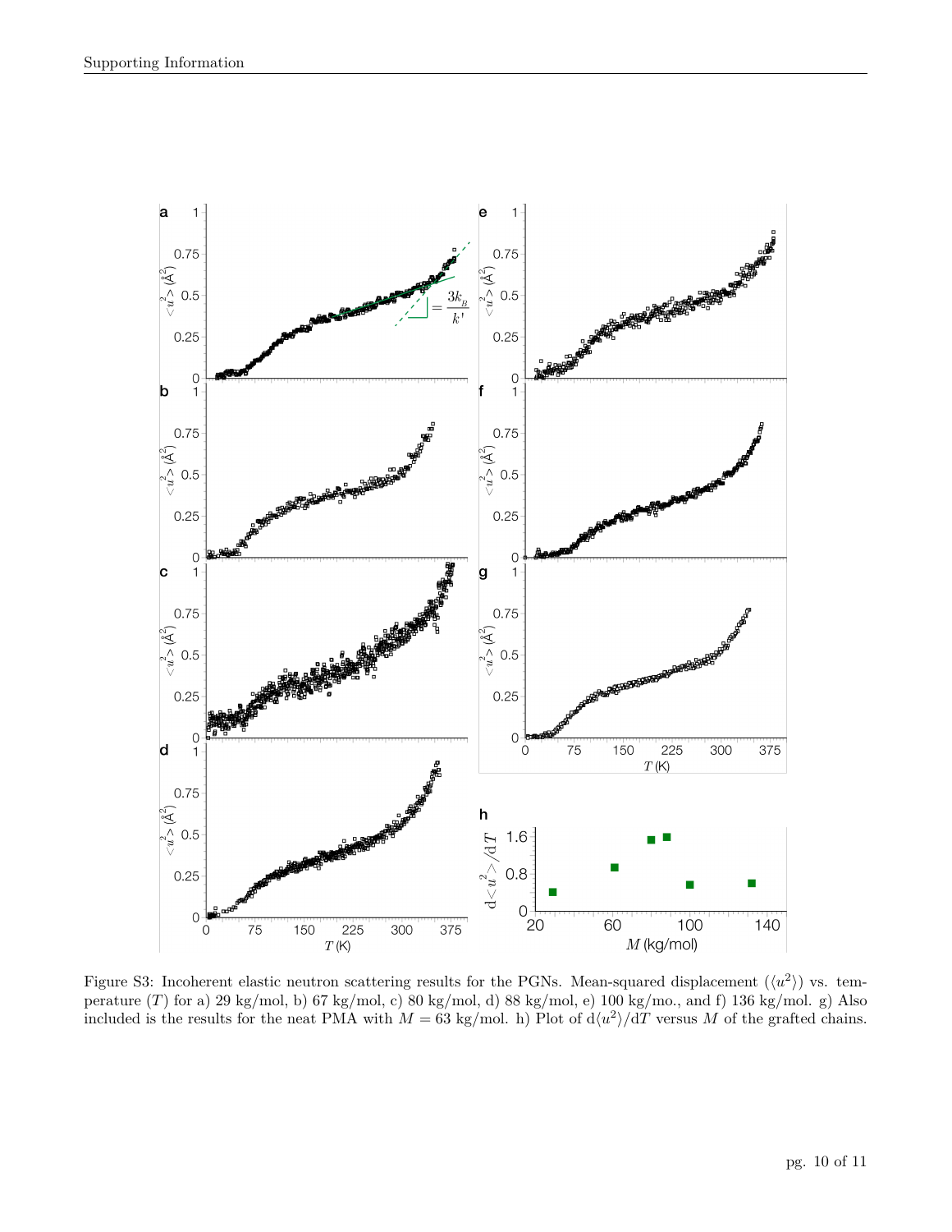Figure S3: Incoherent elastic neutron scattering results for the PGNs. Mean-squared displacement ($\langle u^2 \rangle$) vs. temperature ($T$) for a) 29 kg/mol, b) 67 kg/mol, c) 80 kg/mol, d) 88 kg/mol, e) 100 kg/mo., and f) 136 kg/mol. g) Also included is the results for the neat PMA with $M = 63$ kg/mol. h) Plot of $\mathrm{d}\langle u^2 \rangle/\mathrm{d}T$ versus $M$ of the grafted chains.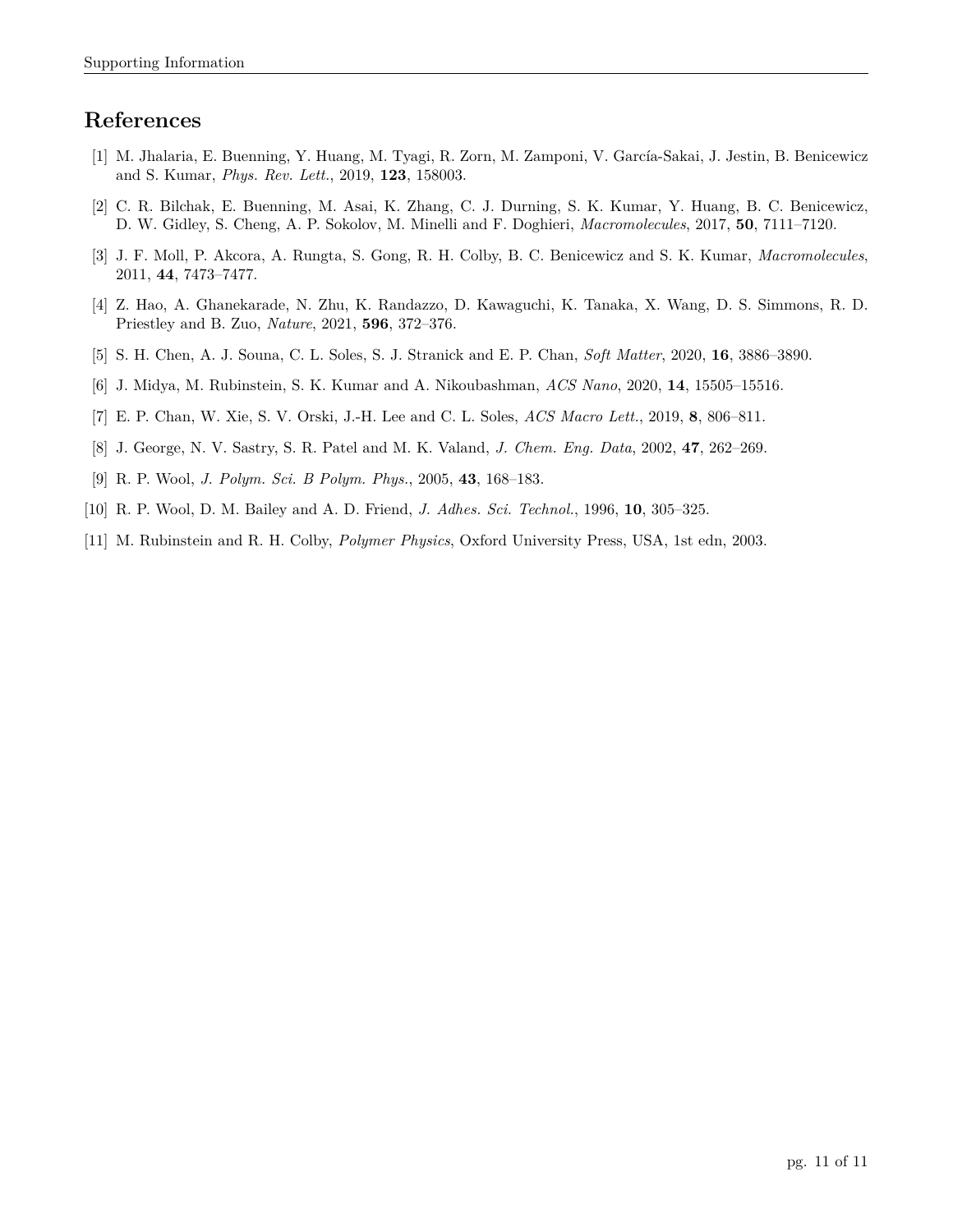# References

[1] M. Jhalaria, E. Buenning, Y. Huang, M. Tyagi, R. Zorn, M. Zamponi, V. García-Sakai, J. Jestin, B. Benicewicz and S. Kumar, *Phys. Rev. Lett.*, 2019, **123**, 158003.

[2] C. R. Bilchak, E. Buenning, M. Asai, K. Zhang, C. J. Durning, S. K. Kumar, Y. Huang, B. C. Benicewicz, D. W. Gidley, S. Cheng, A. P. Sokolov, M. Minelli and F. Doghieri, *Macromolecules*, 2017, **50**, 7111–7120.

[3] J. F. Moll, P. Akcora, A. Rungta, S. Gong, R. H. Colby, B. C. Benicewicz and S. K. Kumar, *Macromolecules*, 2011, **44**, 7473–7477.

[4] Z. Hao, A. Ghanekarade, N. Zhu, K. Randazzo, D. Kawaguchi, K. Tanaka, X. Wang, D. S. Simmons, R. D. Priestley and B. Zuo, *Nature*, 2021, **596**, 372–376.

[5] S. H. Chen, A. J. Souna, C. L. Soles, S. J. Stranick and E. P. Chan, *Soft Matter*, 2020, **16**, 3886–3890.

[6] J. Midya, M. Rubinstein, S. K. Kumar and A. Nikoubashman, *ACS Nano*, 2020, **14**, 15505–15516.

[7] E. P. Chan, W. Xie, S. V. Orski, J.-H. Lee and C. L. Soles, *ACS Macro Lett.*, 2019, **8**, 806–811.

[8] J. George, N. V. Sastry, S. R. Patel and M. K. Valand, *J. Chem. Eng. Data*, 2002, **47**, 262–269.

[9] R. P. Wool, *J. Polym. Sci. B Polym. Phys.*, 2005, **43**, 168–183.

[10] R. P. Wool, D. M. Bailey and A. D. Friend, *J. Adhes. Sci. Technol.*, 1996, **10**, 305–325.

[11] M. Rubinstein and R. H. Colby, *Polymer Physics*, Oxford University Press, USA, 1st edn, 2003.